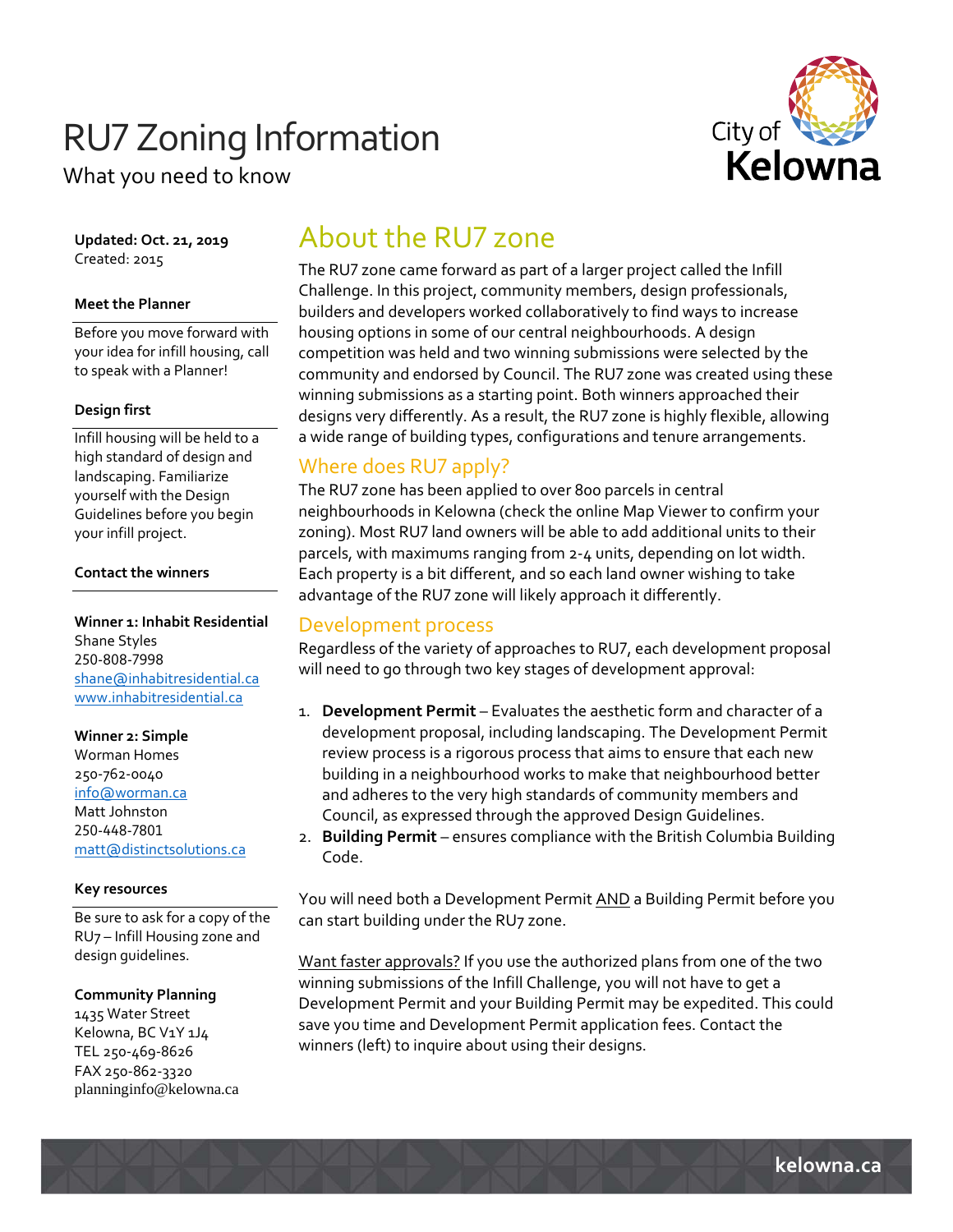# RU7 Zoning Information

What you need to know

**Updated: Oct. 21, 2019**
Created: 2015

**Meet the Planner**

Before you move forward with your idea for infill housing, call to speak with a Planner!

**Design first**

Infill housing will be held to a high standard of design and landscaping. Familiarize yourself with the Design Guidelines before you begin your infill project.

**Contact the winners**

**Winner 1: Inhabit Residential**
Shane Styles
250-808-7998
shane@inhabitresidential.ca
www.inhabitresidential.ca

**Winner 2: Simple**
Worman Homes
250-762-0040
info@worman.ca
Matt Johnston
250-448-7801
matt@distinctsolutions.ca

**Key resources**

Be sure to ask for a copy of the RU7 – Infill Housing zone and design guidelines.

**Community Planning**
1435 Water Street
Kelowna, BC V1Y 1J4
TEL 250-469-8626
FAX 250-862-3320
planninginfo@kelowna.ca

## About the RU7 zone

The RU7 zone came forward as part of a larger project called the Infill Challenge. In this project, community members, design professionals, builders and developers worked collaboratively to find ways to increase housing options in some of our central neighbourhoods. A design competition was held and two winning submissions were selected by the community and endorsed by Council. The RU7 zone was created using these winning submissions as a starting point. Both winners approached their designs very differently. As a result, the RU7 zone is highly flexible, allowing a wide range of building types, configurations and tenure arrangements.

### Where does RU7 apply?

The RU7 zone has been applied to over 800 parcels in central neighbourhoods in Kelowna (check the online Map Viewer to confirm your zoning). Most RU7 land owners will be able to add additional units to their parcels, with maximums ranging from 2-4 units, depending on lot width. Each property is a bit different, and so each land owner wishing to take advantage of the RU7 zone will likely approach it differently.

### Development process

Regardless of the variety of approaches to RU7, each development proposal will need to go through two key stages of development approval:

1. **Development Permit** – Evaluates the aesthetic form and character of a development proposal, including landscaping. The Development Permit review process is a rigorous process that aims to ensure that each new building in a neighbourhood works to make that neighbourhood better and adheres to the very high standards of community members and Council, as expressed through the approved Design Guidelines.
2. **Building Permit** – ensures compliance with the British Columbia Building Code.

You will need both a Development Permit AND a Building Permit before you can start building under the RU7 zone.

Want faster approvals? If you use the authorized plans from one of the two winning submissions of the Infill Challenge, you will not have to get a Development Permit and your Building Permit may be expedited. This could save you time and Development Permit application fees. Contact the winners (left) to inquire about using their designs.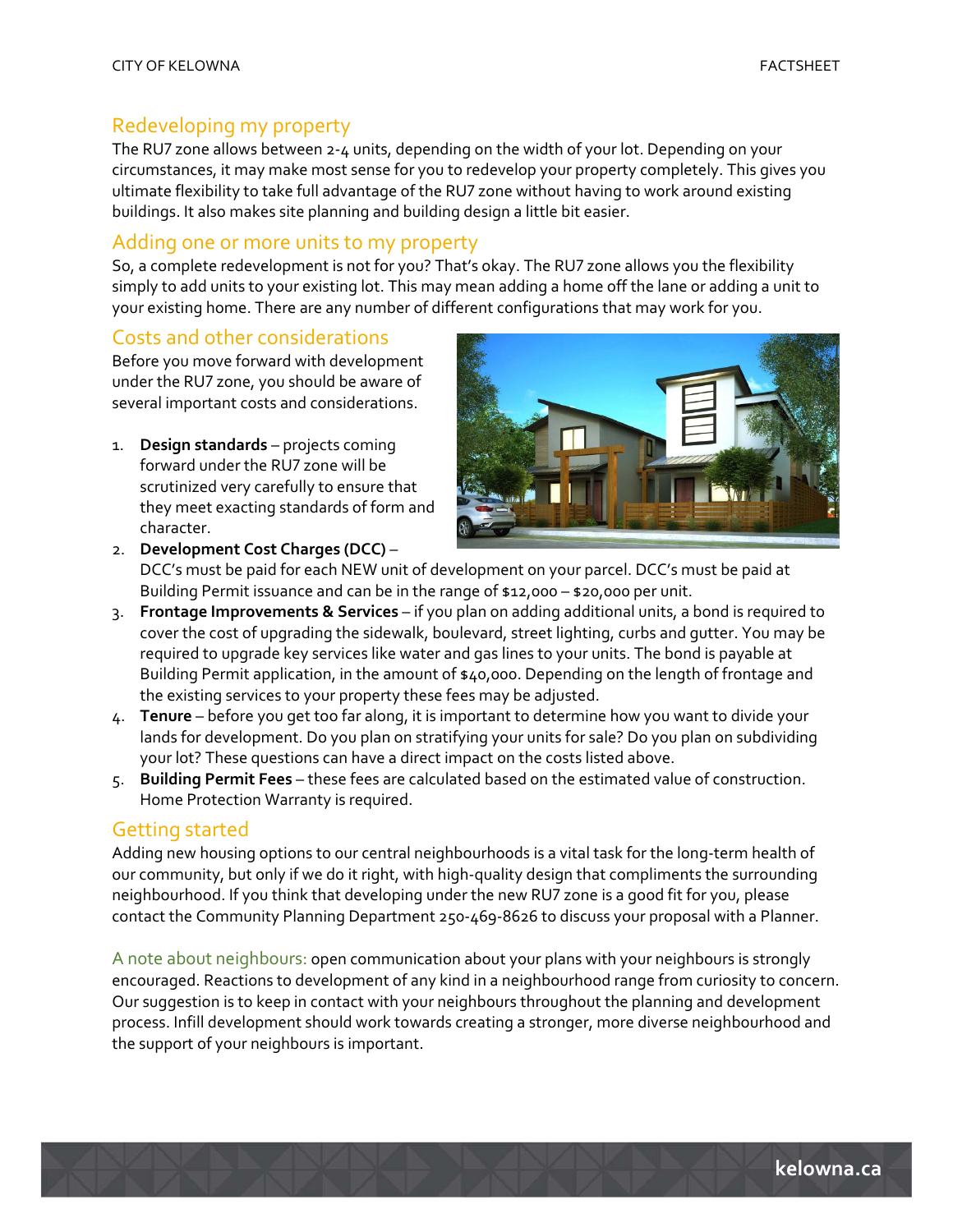## Redeveloping my property

The RU7 zone allows between 2-4 units, depending on the width of your lot. Depending on your circumstances, it may make most sense for you to redevelop your property completely. This gives you ultimate flexibility to take full advantage of the RU7 zone without having to work around existing buildings. It also makes site planning and building design a little bit easier.

## Adding one or more units to my property

So, a complete redevelopment is not for you? That's okay. The RU7 zone allows you the flexibility simply to add units to your existing lot. This may mean adding a home off the lane or adding a unit to your existing home. There are any number of different configurations that may work for you.

## Costs and other considerations

Before you move forward with development under the RU7 zone, you should be aware of several important costs and considerations.

1. **Design standards** – projects coming forward under the RU7 zone will be scrutinized very carefully to ensure that they meet exacting standards of form and character.
2. **Development Cost Charges (DCC)** – DCC's must be paid for each NEW unit of development on your parcel. DCC's must be paid at Building Permit issuance and can be in the range of $12,000 – $20,000 per unit.
3. **Frontage Improvements & Services** – if you plan on adding additional units, a bond is required to cover the cost of upgrading the sidewalk, boulevard, street lighting, curbs and gutter. You may be required to upgrade key services like water and gas lines to your units. The bond is payable at Building Permit application, in the amount of $40,000. Depending on the length of frontage and the existing services to your property these fees may be adjusted.
4. **Tenure** – before you get too far along, it is important to determine how you want to divide your lands for development. Do you plan on stratifying your units for sale? Do you plan on subdividing your lot? These questions can have a direct impact on the costs listed above.
5. **Building Permit Fees** – these fees are calculated based on the estimated value of construction. Home Protection Warranty is required.

## Getting started

Adding new housing options to our central neighbourhoods is a vital task for the long-term health of our community, but only if we do it right, with high-quality design that compliments the surrounding neighbourhood. If you think that developing under the new RU7 zone is a good fit for you, please contact the Community Planning Department 250-469-8626 to discuss your proposal with a Planner.

A note about neighbours: open communication about your plans with your neighbours is strongly encouraged. Reactions to development of any kind in a neighbourhood range from curiosity to concern. Our suggestion is to keep in contact with your neighbours throughout the planning and development process. Infill development should work towards creating a stronger, more diverse neighbourhood and the support of your neighbours is important.